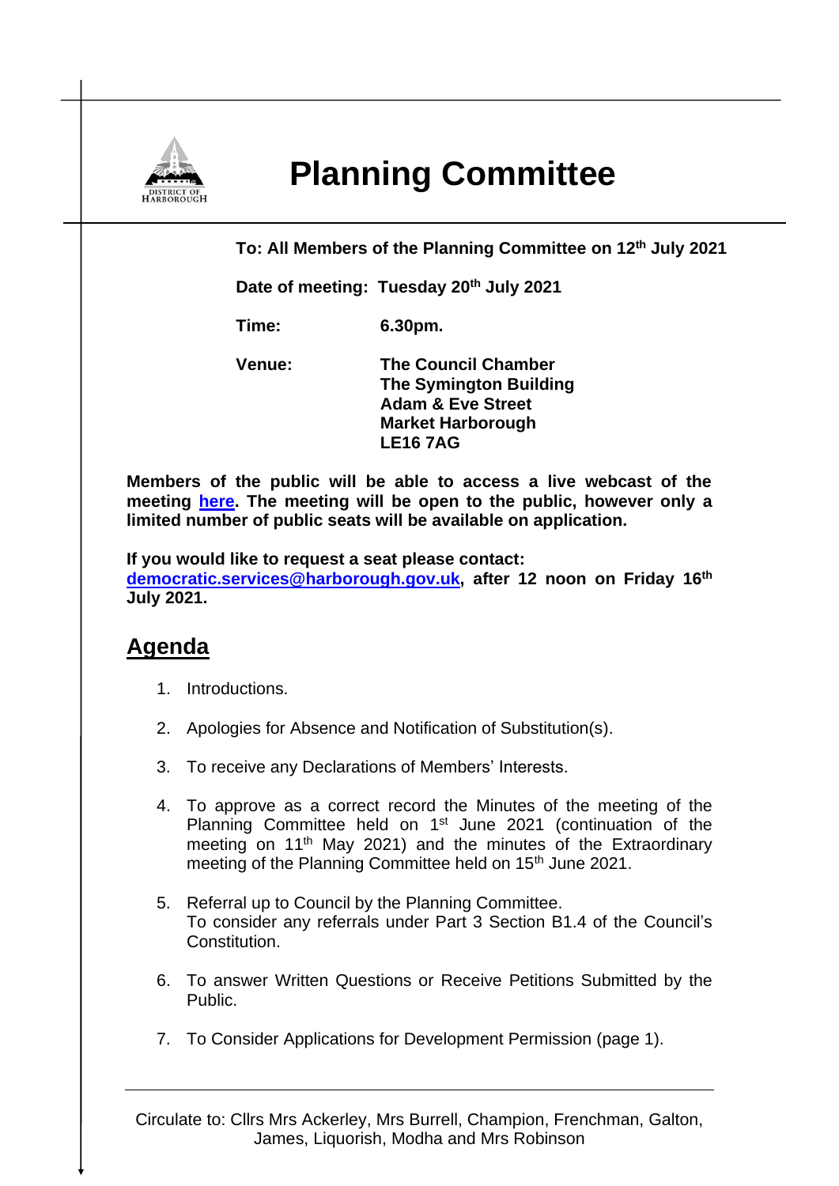# Planning Committee

**To: All Members of the Planning Committee on 12th July 2021**

**Date of meeting: Tuesday 20th July 2021**

**Time: 6.30pm.**

**Venue: The Council Chamber**
**The Symington Building**
**Adam & Eve Street**
**Market Harborough**
**LE16 7AG**

**Members of the public will be able to access a live webcast of the meeting here. The meeting will be open to the public, however only a limited number of public seats will be available on application.**

**If you would like to request a seat please contact: democratic.services@harborough.gov.uk, after 12 noon on Friday 16th July 2021.**

## Agenda

1. Introductions.

2. Apologies for Absence and Notification of Substitution(s).

3. To receive any Declarations of Members' Interests.

4. To approve as a correct record the Minutes of the meeting of the Planning Committee held on 1st June 2021 (continuation of the meeting on 11th May 2021) and the minutes of the Extraordinary meeting of the Planning Committee held on 15th June 2021.

5. Referral up to Council by the Planning Committee.
   To consider any referrals under Part 3 Section B1.4 of the Council's Constitution.

6. To answer Written Questions or Receive Petitions Submitted by the Public.

7. To Consider Applications for Development Permission (page 1).

---

Circulate to: Cllrs Mrs Ackerley, Mrs Burrell, Champion, Frenchman, Galton, James, Liquorish, Modha and Mrs Robinson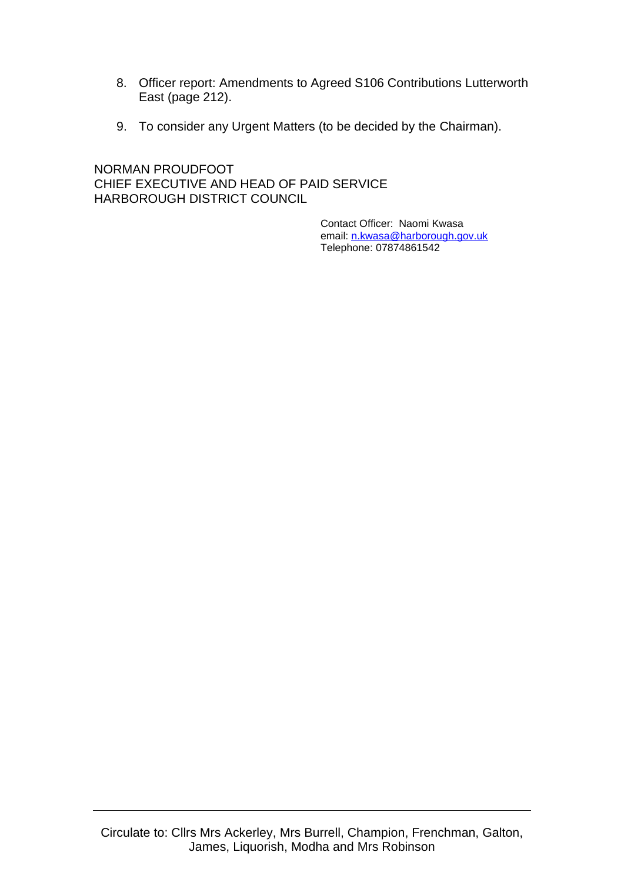8. Officer report: Amendments to Agreed S106 Contributions Lutterworth East (page 212).

9. To consider any Urgent Matters (to be decided by the Chairman).

NORMAN PROUDFOOT
CHIEF EXECUTIVE AND HEAD OF PAID SERVICE
HARBOROUGH DISTRICT COUNCIL

Contact Officer: Naomi Kwasa
email: n.kwasa@harborough.gov.uk
Telephone: 07874861542

---

Circulate to: Cllrs Mrs Ackerley, Mrs Burrell, Champion, Frenchman, Galton, James, Liquorish, Modha and Mrs Robinson